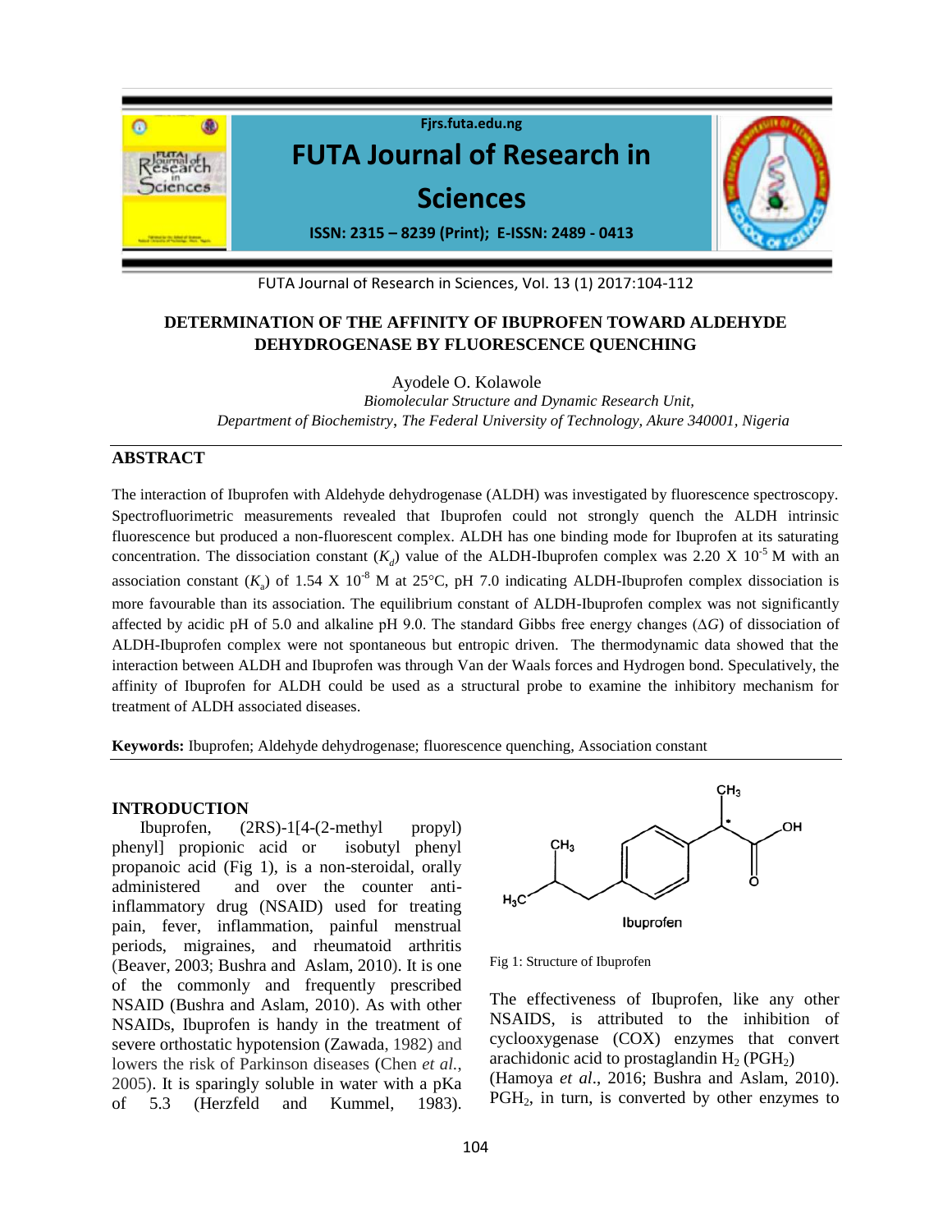# DETERMINATION OF THE AFFINITY OF IBUPROFEN TOWARD ALDEHYDE DEHYDROGENASE BY FLUORESCENCE QUENCHING

Ayodele O. Kolawole

*Biomolecular Structure and Dynamic Research Unit, Department of Biochemistry, The Federal University of Technology, Akure 340001, Nigeria*

## ABSTRACT

The interaction of Ibuprofen with Aldehyde dehydrogenase (ALDH) was investigated by fluorescence spectroscopy. Spectrofluorimetric measurements revealed that Ibuprofen could not strongly quench the ALDH intrinsic fluorescence but produced a non-fluorescent complex. ALDH has one binding mode for Ibuprofen at its saturating concentration. The dissociation constant ($K_d$) value of the ALDH-Ibuprofen complex was 2.20 X $10^{-5}$ M with an association constant ($K_a$) of 1.54 X $10^{-8}$ M at 25°C, pH 7.0 indicating ALDH-Ibuprofen complex dissociation is more favourable than its association. The equilibrium constant of ALDH-Ibuprofen complex was not significantly affected by acidic pH of 5.0 and alkaline pH 9.0. The standard Gibbs free energy changes ($\Delta G$) of dissociation of ALDH-Ibuprofen complex were not spontaneous but entropic driven. The thermodynamic data showed that the interaction between ALDH and Ibuprofen was through Van der Waals forces and Hydrogen bond. Speculatively, the affinity of Ibuprofen for ALDH could be used as a structural probe to examine the inhibitory mechanism for treatment of ALDH associated diseases.

**Keywords:** Ibuprofen; Aldehyde dehydrogenase; fluorescence quenching, Association constant

## INTRODUCTION

Ibuprofen, (2RS)-1[4-(2-methyl propyl) phenyl] propionic acid or isobutyl phenyl propanoic acid (Fig 1), is a non-steroidal, orally administered and over the counter anti-inflammatory drug (NSAID) used for treating pain, fever, inflammation, painful menstrual periods, migraines, and rheumatoid arthritis (Beaver, 2003; Bushra and Aslam, 2010). It is one of the commonly and frequently prescribed NSAID (Bushra and Aslam, 2010). As with other NSAIDs, Ibuprofen is handy in the treatment of severe orthostatic hypotension (Zawada, 1982) and lowers the risk of Parkinson diseases (Chen *et al.*, 2005). It is sparingly soluble in water with a pKa of 5.3 (Herzfeld and Kummel, 1983).

Fig 1: Structure of Ibuprofen

The effectiveness of Ibuprofen, like any other NSAIDS, is attributed to the inhibition of cyclooxygenase (COX) enzymes that convert arachidonic acid to prostaglandin $H_2$ ($PGH_2$) (Hamoya *et al*., 2016; Bushra and Aslam, 2010). $PGH_2$, in turn, is converted by other enzymes to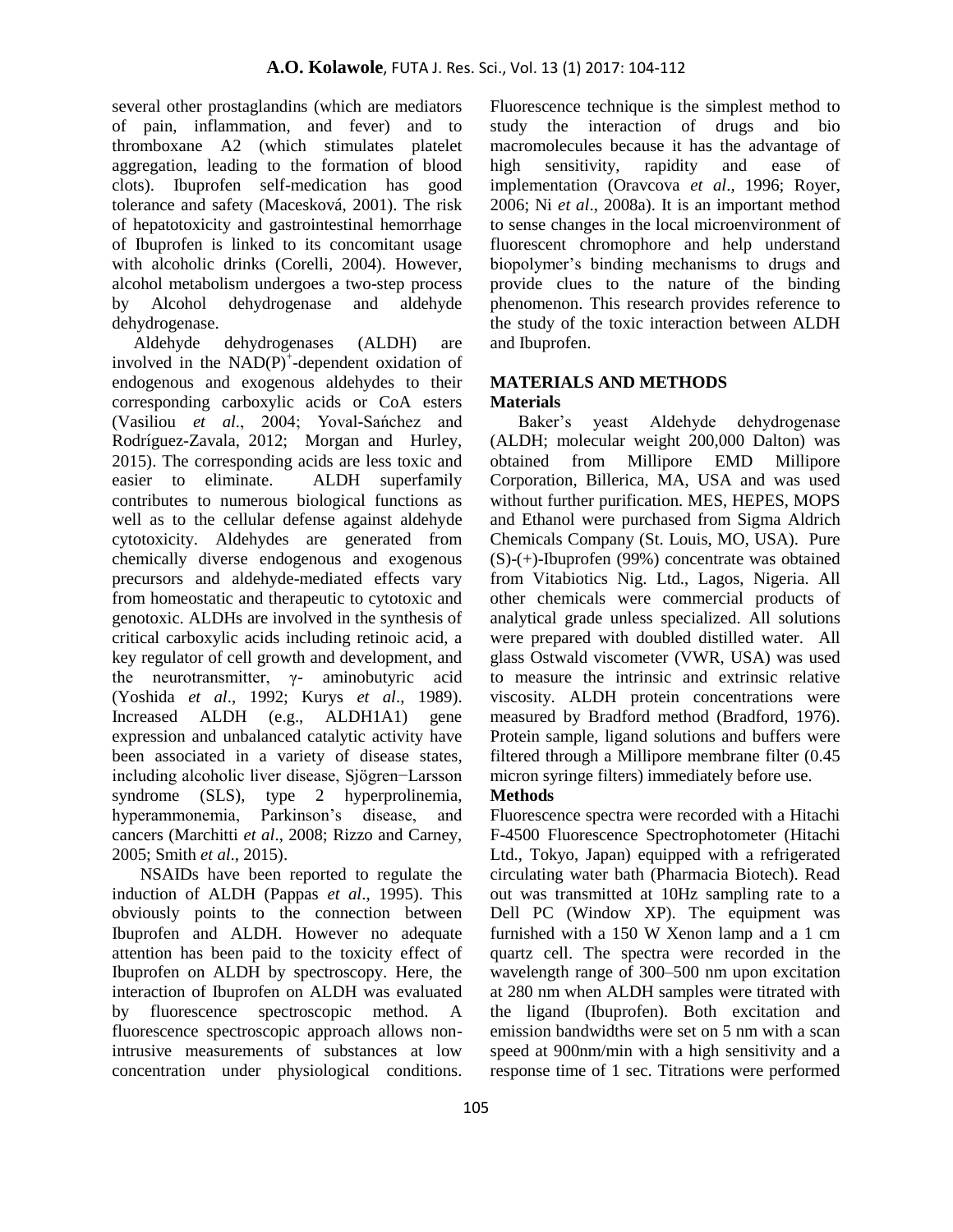several other prostaglandins (which are mediators of pain, inflammation, and fever) and to thromboxane A2 (which stimulates platelet aggregation, leading to the formation of blood clots). Ibuprofen self-medication has good tolerance and safety (Macesková, 2001). The risk of hepatotoxicity and gastrointestinal hemorrhage of Ibuprofen is linked to its concomitant usage with alcoholic drinks (Corelli, 2004). However, alcohol metabolism undergoes a two-step process by Alcohol dehydrogenase and aldehyde dehydrogenase.

Aldehyde dehydrogenases (ALDH) are involved in the $NAD(P)^+$-dependent oxidation of endogenous and exogenous aldehydes to their corresponding carboxylic acids or CoA esters (Vasiliou *et al*., 2004; Yoval-Sańchez and Rodríguez-Zavala, 2012; Morgan and Hurley, 2015). The corresponding acids are less toxic and easier to eliminate. ALDH superfamily contributes to numerous biological functions as well as to the cellular defense against aldehyde cytotoxicity. Aldehydes are generated from chemically diverse endogenous and exogenous precursors and aldehyde-mediated effects vary from homeostatic and therapeutic to cytotoxic and genotoxic. ALDHs are involved in the synthesis of critical carboxylic acids including retinoic acid, a key regulator of cell growth and development, and the neurotransmitter, γ- aminobutyric acid (Yoshida *et al*., 1992; Kurys *et al*., 1989). Increased ALDH (e.g., ALDH1A1) gene expression and unbalanced catalytic activity have been associated in a variety of disease states, including alcoholic liver disease, Sjögren−Larsson syndrome (SLS), type 2 hyperprolinemia, hyperammonemia, Parkinson's disease, and cancers (Marchitti *et al*., 2008; Rizzo and Carney, 2005; Smith *et al*., 2015).

NSAIDs have been reported to regulate the induction of ALDH (Pappas *et al*., 1995). This obviously points to the connection between Ibuprofen and ALDH. However no adequate attention has been paid to the toxicity effect of Ibuprofen on ALDH by spectroscopy. Here, the interaction of Ibuprofen on ALDH was evaluated by fluorescence spectroscopic method. A fluorescence spectroscopic approach allows non-intrusive measurements of substances at low concentration under physiological conditions. Fluorescence technique is the simplest method to study the interaction of drugs and bio macromolecules because it has the advantage of high sensitivity, rapidity and ease of implementation (Oravcova *et al*., 1996; Royer, 2006; Ni *et al*., 2008a). It is an important method to sense changes in the local microenvironment of fluorescent chromophore and help understand biopolymer's binding mechanisms to drugs and provide clues to the nature of the binding phenomenon. This research provides reference to the study of the toxic interaction between ALDH and Ibuprofen.

## MATERIALS AND METHODS

### Materials

Baker's yeast Aldehyde dehydrogenase (ALDH; molecular weight 200,000 Dalton) was obtained from Millipore EMD Millipore Corporation, Billerica, MA, USA and was used without further purification. MES, HEPES, MOPS and Ethanol were purchased from Sigma Aldrich Chemicals Company (St. Louis, MO, USA). Pure (S)-(+)-Ibuprofen (99%) concentrate was obtained from Vitabiotics Nig. Ltd., Lagos, Nigeria. All other chemicals were commercial products of analytical grade unless specialized. All solutions were prepared with doubled distilled water. All glass Ostwald viscometer (VWR, USA) was used to measure the intrinsic and extrinsic relative viscosity. ALDH protein concentrations were measured by Bradford method (Bradford, 1976). Protein sample, ligand solutions and buffers were filtered through a Millipore membrane filter (0.45 micron syringe filters) immediately before use.

### Methods

Fluorescence spectra were recorded with a Hitachi F-4500 Fluorescence Spectrophotometer (Hitachi Ltd., Tokyo, Japan) equipped with a refrigerated circulating water bath (Pharmacia Biotech). Read out was transmitted at 10Hz sampling rate to a Dell PC (Window XP). The equipment was furnished with a 150 W Xenon lamp and a 1 cm quartz cell. The spectra were recorded in the wavelength range of 300–500 nm upon excitation at 280 nm when ALDH samples were titrated with the ligand (Ibuprofen). Both excitation and emission bandwidths were set on 5 nm with a scan speed at 900nm/min with a high sensitivity and a response time of 1 sec. Titrations were performed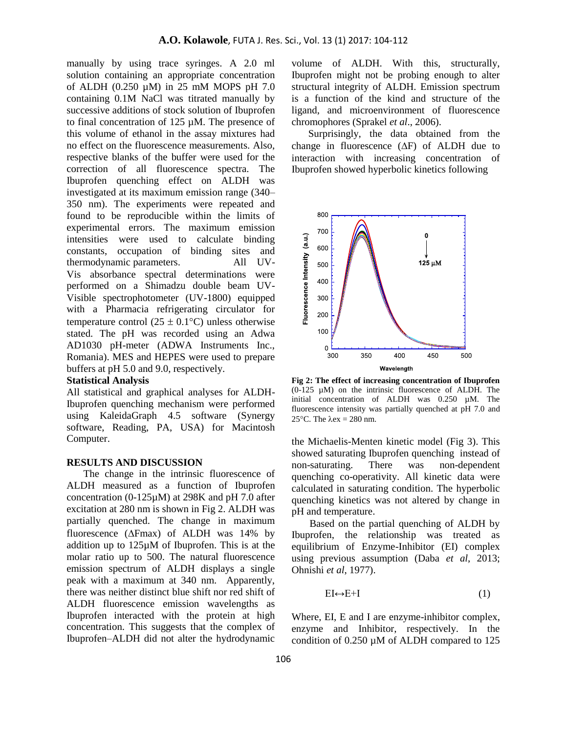manually by using trace syringes. A 2.0 ml solution containing an appropriate concentration of ALDH (0.250 µM) in 25 mM MOPS pH 7.0 containing 0.1M NaCl was titrated manually by successive additions of stock solution of Ibuprofen to final concentration of 125 µM. The presence of this volume of ethanol in the assay mixtures had no effect on the fluorescence measurements. Also, respective blanks of the buffer were used for the correction of all fluorescence spectra. The Ibuprofen quenching effect on ALDH was investigated at its maximum emission range (340–350 nm). The experiments were repeated and found to be reproducible within the limits of experimental errors. The maximum emission intensities were used to calculate binding constants, occupation of binding sites and thermodynamic parameters. All UV-Vis absorbance spectral determinations were performed on a Shimadzu double beam UV-Visible spectrophotometer (UV-1800) equipped with a Pharmacia refrigerating circulator for temperature control (25 ± 0.1°C) unless otherwise stated. The pH was recorded using an Adwa AD1030 pH-meter (ADWA Instruments Inc., Romania). MES and HEPES were used to prepare buffers at pH 5.0 and 9.0, respectively.

### Statistical Analysis

All statistical and graphical analyses for ALDH-Ibuprofen quenching mechanism were performed using KaleidaGraph 4.5 software (Synergy software, Reading, PA, USA) for Macintosh Computer.

## RESULTS AND DISCUSSION

The change in the intrinsic fluorescence of ALDH measured as a function of Ibuprofen concentration (0-125µM) at 298K and pH 7.0 after excitation at 280 nm is shown in Fig 2. ALDH was partially quenched. The change in maximum fluorescence ($\Delta F_{max}$) of ALDH was 14% by addition up to 125µM of Ibuprofen. This is at the molar ratio up to 500. The natural fluorescence emission spectrum of ALDH displays a single peak with a maximum at 340 nm. Apparently, there was neither distinct blue shift nor red shift of ALDH fluorescence emission wavelengths as Ibuprofen interacted with the protein at high concentration. This suggests that the complex of Ibuprofen–ALDH did not alter the hydrodynamic volume of ALDH. With this, structurally, Ibuprofen might not be probing enough to alter structural integrity of ALDH. Emission spectrum is a function of the kind and structure of the ligand, and microenvironment of fluorescence chromophores (Sprakel *et al*., 2006).

Surprisingly, the data obtained from the change in fluorescence ($\Delta F$) of ALDH due to interaction with increasing concentration of Ibuprofen showed hyperbolic kinetics following

**Fig 2: The effect of increasing concentration of Ibuprofen** (0-125 µM) on the intrinsic fluorescence of ALDH. The initial concentration of ALDH was 0.250 µM. The fluorescence intensity was partially quenched at pH 7.0 and 25°C. The $\lambda_{ex}$ = 280 nm.

the Michaelis-Menten kinetic model (Fig 3). This showed saturating Ibuprofen quenching instead of non-saturating. There was non-dependent quenching co-operativity. All kinetic data were calculated in saturating condition. The hyperbolic quenching kinetics was not altered by change in pH and temperature.

Based on the partial quenching of ALDH by Ibuprofen, the relationship was treated as equilibrium of Enzyme-Inhibitor (EI) complex using previous assumption (Daba *et al*, 2013; Ohnishi *et al*, 1977).

$$EI \leftrightarrow E + I \qquad (1)$$

Where, EI, E and I are enzyme-inhibitor complex, enzyme and Inhibitor, respectively. In the condition of 0.250 µM of ALDH compared to 125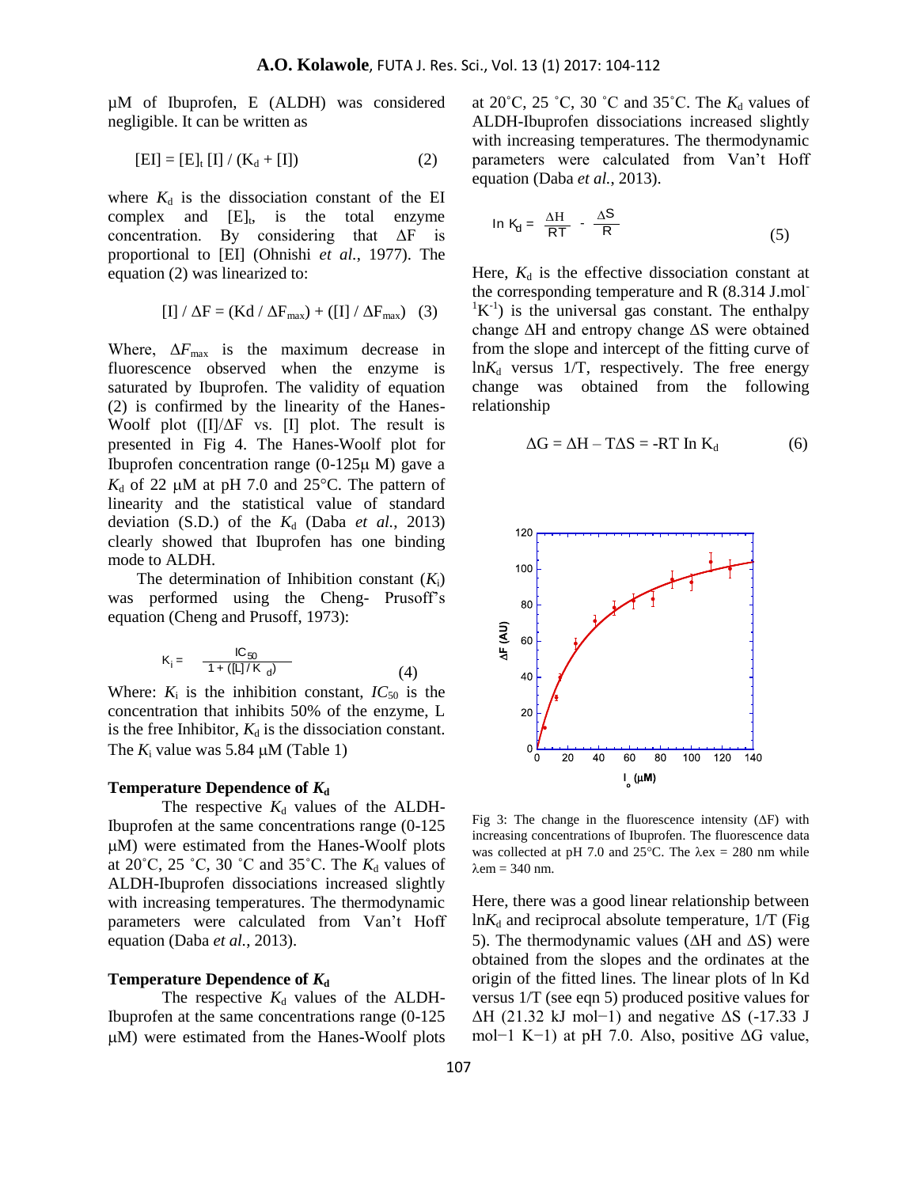μM of Ibuprofen, E (ALDH) was considered negligible. It can be written as

$$[EI] = [E]_t [I] / (K_d + [I]) \quad (2)$$

where $K_d$ is the dissociation constant of the EI complex and $[E]_t$, is the total enzyme concentration. By considering that ΔF is proportional to [EI] (Ohnishi *et al.*, 1977). The equation (2) was linearized to:

$$[I] / \Delta F = (Kd / \Delta F_{max}) + ([I] / \Delta F_{max}) \quad (3)$$

Where, $\Delta F_{max}$ is the maximum decrease in fluorescence observed when the enzyme is saturated by Ibuprofen. The validity of equation (2) is confirmed by the linearity of the Hanes-Woolf plot ([I]/ΔF vs. [I] plot. The result is presented in Fig 4. The Hanes-Woolf plot for Ibuprofen concentration range (0-125μ M) gave a $K_d$ of 22 μM at pH 7.0 and 25°C. The pattern of linearity and the statistical value of standard deviation (S.D.) of the $K_d$ (Daba *et al.*, 2013) clearly showed that Ibuprofen has one binding mode to ALDH.

The determination of Inhibition constant ($K_i$) was performed using the Cheng- Prusoff's equation (Cheng and Prusoff, 1973):

$$K_i = \frac{IC_{50}}{1 + ([L]/K_d)} \quad (4)$$

Where: $K_i$ is the inhibition constant, $IC_{50}$ is the concentration that inhibits 50% of the enzyme, L is the free Inhibitor, $K_d$ is the dissociation constant. The $K_i$ value was 5.84 μM (Table 1)

## Temperature Dependence of $K_d$

The respective $K_d$ values of the ALDH-Ibuprofen at the same concentrations range (0-125 μM) were estimated from the Hanes-Woolf plots at 20˚C, 25 ˚C, 30 ˚C and 35˚C. The $K_d$ values of ALDH-Ibuprofen dissociations increased slightly with increasing temperatures. The thermodynamic parameters were calculated from Van't Hoff equation (Daba *et al.*, 2013).

## Temperature Dependence of $K_d$

The respective $K_d$ values of the ALDH-Ibuprofen at the same concentrations range (0-125 μM) were estimated from the Hanes-Woolf plots at 20˚C, 25 ˚C, 30 ˚C and 35˚C. The $K_d$ values of ALDH-Ibuprofen dissociations increased slightly with increasing temperatures. The thermodynamic parameters were calculated from Van't Hoff equation (Daba *et al.*, 2013).

$$\ln K_d = \frac{\Delta H}{RT} - \frac{\Delta S}{R} \quad (5)$$

Here, $K_d$ is the effective dissociation constant at the corresponding temperature and R (8.314 J.mol$^{-1}$K$^{-1}$) is the universal gas constant. The enthalpy change ΔH and entropy change ΔS were obtained from the slope and intercept of the fitting curve of $\ln K_d$ versus 1/T, respectively. The free energy change was obtained from the following relationship

$$\Delta G = \Delta H - T\Delta S = -RT \ln K_d \quad (6)$$

Fig 3: The change in the fluorescence intensity (ΔF) with increasing concentrations of Ibuprofen. The fluorescence data was collected at pH 7.0 and 25°C. The λex = 280 nm while λem = 340 nm.

Here, there was a good linear relationship between $\ln K_d$ and reciprocal absolute temperature, 1/T (Fig 5). The thermodynamic values (ΔH and ΔS) were obtained from the slopes and the ordinates at the origin of the fitted lines. The linear plots of ln Kd versus 1/T (see eqn 5) produced positive values for ΔH (21.32 kJ mol−1) and negative ΔS (-17.33 J mol−1 K−1) at pH 7.0. Also, positive ΔG value,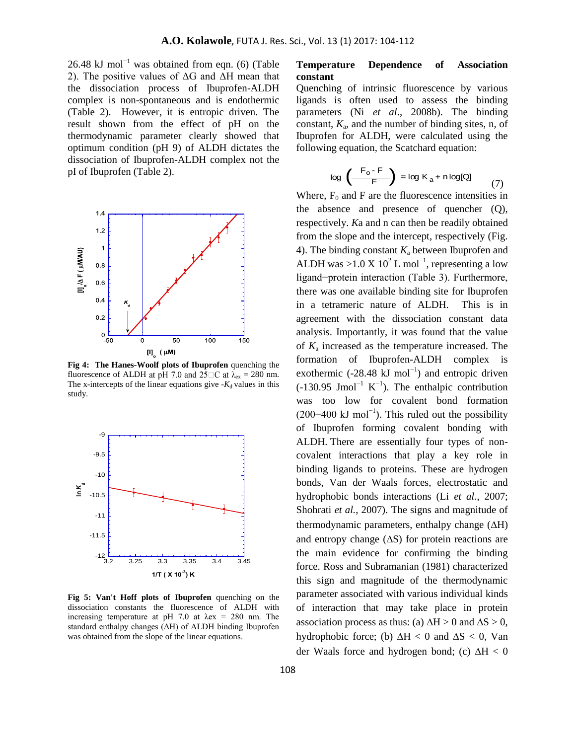26.48 kJ $mol^{-1}$ was obtained from eqn. (6) (Table 2). The positive values of ΔG and ΔH mean that the dissociation process of Ibuprofen-ALDH complex is non-spontaneous and is endothermic (Table 2). However, it is entropic driven. The result shown from the effect of pH on the thermodynamic parameter clearly showed that optimum condition (pH 9) of ALDH dictates the dissociation of Ibuprofen-ALDH complex not the pI of Ibuprofen (Table 2).

**Fig 4: The Hanes-Woolf plots of Ibuprofen** quenching the fluorescence of ALDH at pH 7.0 and 25□C at $\lambda_{ex}$ = 280 nm. The x-intercepts of the linear equations give $-K_d$ values in this study.

**Fig 5: Van't Hoff plots of Ibuprofen** quenching on the dissociation constants the fluorescence of ALDH with increasing temperature at pH 7.0 at λex = 280 nm. The standard enthalpy changes (ΔH) of ALDH binding Ibuprofen was obtained from the slope of the linear equations.

### Temperature Dependence of Association constant

Quenching of intrinsic fluorescence by various ligands is often used to assess the binding parameters (Ni *et al*., 2008b). The binding constant, $K_a$, and the number of binding sites, n, of Ibuprofen for ALDH, were calculated using the following equation, the Scatchard equation:

$$\log\left(\frac{F_o - F}{F}\right) = \log K_a + n\log[Q] \qquad (7)$$

Where, $F_0$ and F are the fluorescence intensities in the absence and presence of quencher (Q), respectively. *K*a and n can then be readily obtained from the slope and the intercept, respectively (Fig. 4). The binding constant $K_a$ between Ibuprofen and ALDH was >1.0 X $10^2$ L $mol^{-1}$, representing a low ligand−protein interaction (Table 3). Furthermore, there was one available binding site for Ibuprofen in a tetrameric nature of ALDH. This is in agreement with the dissociation constant data analysis. Importantly, it was found that the value of $K_a$ increased as the temperature increased. The formation of Ibuprofen-ALDH complex is exothermic (-28.48 kJ $mol^{-1}$) and entropic driven (-130.95 $Jmol^{-1}$ $K^{-1}$). The enthalpic contribution was too low for covalent bond formation (200−400 kJ $mol^{-1}$). This ruled out the possibility of Ibuprofen forming covalent bonding with ALDH. There are essentially four types of non-covalent interactions that play a key role in binding ligands to proteins. These are hydrogen bonds, Van der Waals forces, electrostatic and hydrophobic bonds interactions (Li *et al.*, 2007; Shohrati *et al.*, 2007). The signs and magnitude of thermodynamic parameters, enthalpy change (ΔH) and entropy change (ΔS) for protein reactions are the main evidence for confirming the binding force. Ross and Subramanian (1981) characterized this sign and magnitude of the thermodynamic parameter associated with various individual kinds of interaction that may take place in protein association process as thus: (a) ΔH > 0 and ΔS > 0, hydrophobic force; (b) ΔH < 0 and ΔS < 0, Van der Waals force and hydrogen bond; (c) ΔH < 0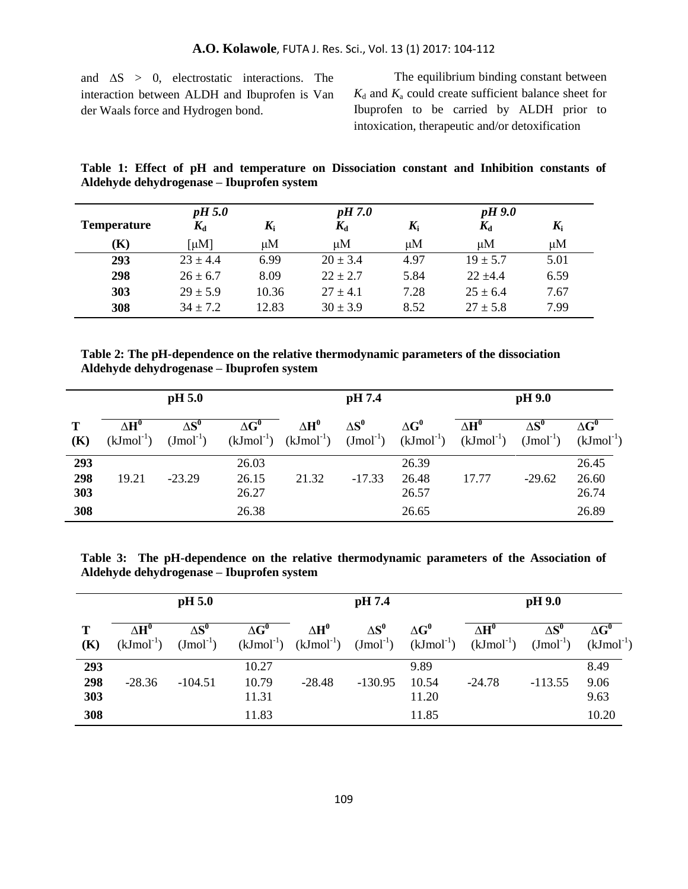and $\Delta S > 0$, electrostatic interactions. The interaction between ALDH and Ibuprofen is Van der Waals force and Hydrogen bond.

The equilibrium binding constant between $K_d$ and $K_a$ could create sufficient balance sheet for Ibuprofen to be carried by ALDH prior to intoxication, therapeutic and/or detoxification

**Table 1: Effect of pH and temperature on Dissociation constant and Inhibition constants of Aldehyde dehydrogenase – Ibuprofen system**

| Temperature | *pH 5.0* | | *pH 7.0* | | *pH 9.0* | |
|---|---|---|---|---|---|---|
| | $K_d$ | $K_i$ | $K_d$ | $K_i$ | $K_d$ | $K_i$ |
| (K) | [μM] | μM | μM | μM | μM | μM |
| 293 | 23 ± 4.4 | 6.99 | 20 ± 3.4 | 4.97 | 19 ± 5.7 | 5.01 |
| 298 | 26 ± 6.7 | 8.09 | 22 ± 2.7 | 5.84 | 22 ±4.4 | 6.59 |
| 303 | 29 ± 5.9 | 10.36 | 27 ± 4.1 | 7.28 | 25 ± 6.4 | 7.67 |
| 308 | 34 ± 7.2 | 12.83 | 30 ± 3.9 | 8.52 | 27 ± 5.8 | 7.99 |

**Table 2: The pH-dependence on the relative thermodynamic parameters of the dissociation Aldehyde dehydrogenase – Ibuprofen system**

| | pH 5.0 | | | pH 7.4 | | | pH 9.0 | | |
|---|---|---|---|---|---|---|---|---|---|
| T (K) | $\Delta H^0$ ($kJmol^{-1}$) | $\Delta S^0$ ($Jmol^{-1}$) | $\Delta G^0$ ($kJmol^{-1}$) | $\Delta H^0$ ($kJmol^{-1}$) | $\Delta S^0$ ($Jmol^{-1}$) | $\Delta G^0$ ($kJmol^{-1}$) | $\Delta H^0$ ($kJmol^{-1}$) | $\Delta S^0$ ($Jmol^{-1}$) | $\Delta G^0$ ($kJmol^{-1}$) |
| 293 | | | 26.03 | | | 26.39 | | | 26.45 |
| 298 | 19.21 | -23.29 | 26.15 | 21.32 | -17.33 | 26.48 | 17.77 | -29.62 | 26.60 |
| 303 | | | 26.27 | | | 26.57 | | | 26.74 |
| 308 | | | 26.38 | | | 26.65 | | | 26.89 |

**Table 3: The pH-dependence on the relative thermodynamic parameters of the Association of Aldehyde dehydrogenase – Ibuprofen system**

| | pH 5.0 | | | pH 7.4 | | | pH 9.0 | | |
|---|---|---|---|---|---|---|---|---|---|
| T (K) | $\Delta H^0$ ($kJmol^{-1}$) | $\Delta S^0$ ($Jmol^{-1}$) | $\Delta G^0$ ($kJmol^{-1}$) | $\Delta H^0$ ($kJmol^{-1}$) | $\Delta S^0$ ($Jmol^{-1}$) | $\Delta G^0$ ($kJmol^{-1}$) | $\Delta H^0$ ($kJmol^{-1}$) | $\Delta S^0$ ($Jmol^{-1}$) | $\Delta G^0$ ($kJmol^{-1}$) |
| 293 | | | 10.27 | | | 9.89 | | | 8.49 |
| 298 | -28.36 | -104.51 | 10.79 | -28.48 | -130.95 | 10.54 | -24.78 | -113.55 | 9.06 |
| 303 | | | 11.31 | | | 11.20 | | | 9.63 |
| 308 | | | 11.83 | | | 11.85 | | | 10.20 |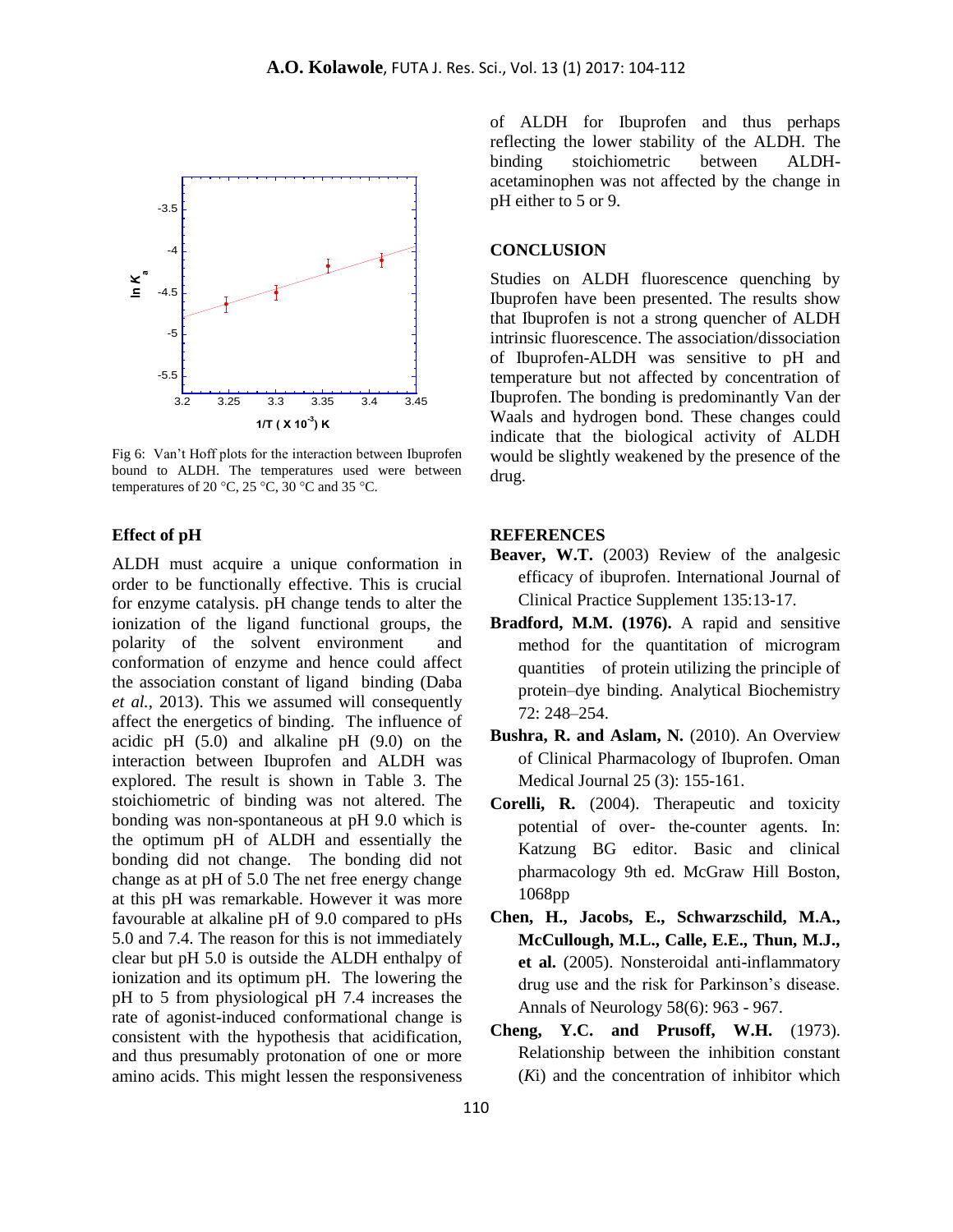Fig 6: Van't Hoff plots for the interaction between Ibuprofen bound to ALDH. The temperatures used were between temperatures of 20 °C, 25 °C, 30 °C and 35 °C.

### Effect of pH

ALDH must acquire a unique conformation in order to be functionally effective. This is crucial for enzyme catalysis. pH change tends to alter the ionization of the ligand functional groups, the polarity of the solvent environment and conformation of enzyme and hence could affect the association constant of ligand binding (Daba *et al.*, 2013). This we assumed will consequently affect the energetics of binding. The influence of acidic pH (5.0) and alkaline pH (9.0) on the interaction between Ibuprofen and ALDH was explored. The result is shown in Table 3. The stoichiometric of binding was not altered. The bonding was non-spontaneous at pH 9.0 which is the optimum pH of ALDH and essentially the bonding did not change. The bonding did not change as at pH of 5.0 The net free energy change at this pH was remarkable. However it was more favourable at alkaline pH of 9.0 compared to pHs 5.0 and 7.4. The reason for this is not immediately clear but pH 5.0 is outside the ALDH enthalpy of ionization and its optimum pH. The lowering the pH to 5 from physiological pH 7.4 increases the rate of agonist-induced conformational change is consistent with the hypothesis that acidification, and thus presumably protonation of one or more amino acids. This might lessen the responsiveness of ALDH for Ibuprofen and thus perhaps reflecting the lower stability of the ALDH. The binding stoichiometric between ALDH-acetaminophen was not affected by the change in pH either to 5 or 9.

## CONCLUSION

Studies on ALDH fluorescence quenching by Ibuprofen have been presented. The results show that Ibuprofen is not a strong quencher of ALDH intrinsic fluorescence. The association/dissociation of Ibuprofen-ALDH was sensitive to pH and temperature but not affected by concentration of Ibuprofen. The bonding is predominantly Van der Waals and hydrogen bond. These changes could indicate that the biological activity of ALDH would be slightly weakened by the presence of the drug.

## REFERENCES

**Beaver, W.T.** (2003) Review of the analgesic efficacy of ibuprofen. International Journal of Clinical Practice Supplement 135:13-17.

**Bradford, M.M. (1976).** A rapid and sensitive method for the quantitation of microgram quantities of protein utilizing the principle of protein–dye binding. Analytical Biochemistry 72: 248–254.

**Bushra, R. and Aslam, N.** (2010). An Overview of Clinical Pharmacology of Ibuprofen. Oman Medical Journal 25 (3): 155-161.

**Corelli, R.** (2004). Therapeutic and toxicity potential of over- the-counter agents. In: Katzung BG editor. Basic and clinical pharmacology 9th ed. McGraw Hill Boston, 1068pp

**Chen, H., Jacobs, E., Schwarzschild, M.A., McCullough, M.L., Calle, E.E., Thun, M.J., et al.** (2005). Nonsteroidal anti-inflammatory drug use and the risk for Parkinson's disease. Annals of Neurology 58(6): 963 - 967.

**Cheng, Y.C. and Prusoff, W.H.** (1973). Relationship between the inhibition constant (*K*i) and the concentration of inhibitor which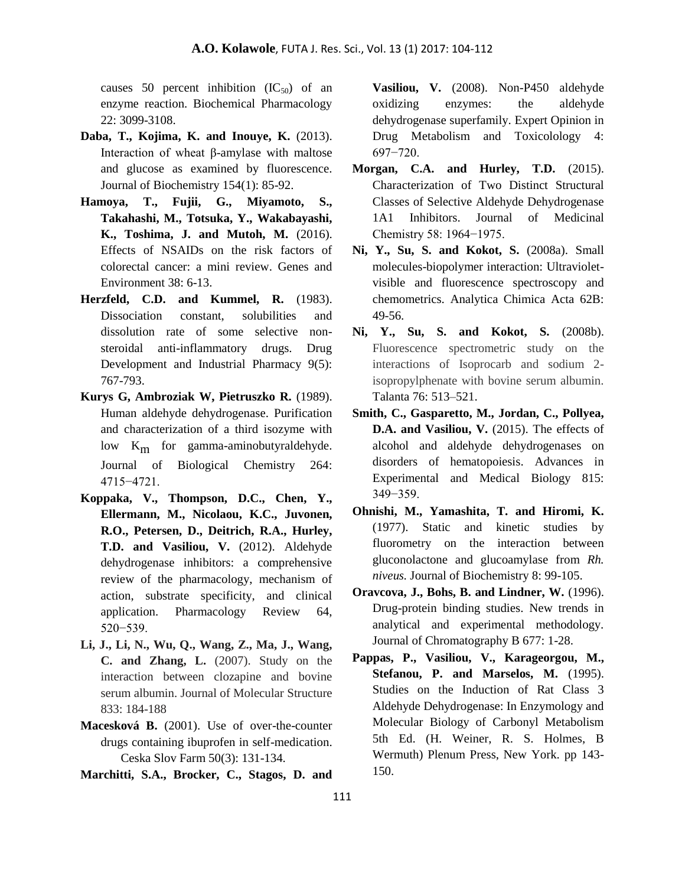causes 50 percent inhibition ($IC_{50}$) of an enzyme reaction. Biochemical Pharmacology 22: 3099-3108.

**Daba, T., Kojima, K. and Inouye, K.** (2013). Interaction of wheat β-amylase with maltose and glucose as examined by fluorescence. Journal of Biochemistry 154(1): 85-92.

**Hamoya, T., Fujii, G., Miyamoto, S., Takahashi, M., Totsuka, Y., Wakabayashi, K., Toshima, J. and Mutoh, M.** (2016). Effects of NSAIDs on the risk factors of colorectal cancer: a mini review. Genes and Environment 38: 6-13.

**Herzfeld, C.D. and Kummel, R.** (1983). Dissociation constant, solubilities and dissolution rate of some selective non-steroidal anti-inflammatory drugs. Drug Development and Industrial Pharmacy 9(5): 767-793.

**Kurys G, Ambroziak W, Pietruszko R.** (1989). Human aldehyde dehydrogenase. Purification and characterization of a third isozyme with low $K_m$ for gamma-aminobutyraldehyde. Journal of Biological Chemistry 264: 4715−4721.

**Koppaka, V., Thompson, D.C., Chen, Y., Ellermann, M., Nicolaou, K.C., Juvonen, R.O., Petersen, D., Deitrich, R.A., Hurley, T.D. and Vasiliou, V.** (2012). Aldehyde dehydrogenase inhibitors: a comprehensive review of the pharmacology, mechanism of action, substrate specificity, and clinical application. Pharmacology Review 64, 520−539.

**Li, J., Li, N., Wu, Q., Wang, Z., Ma, J., Wang, C. and Zhang, L.** (2007). Study on the interaction between clozapine and bovine serum albumin. Journal of Molecular Structure 833: 184-188

**Macesková B.** (2001). Use of over-the-counter drugs containing ibuprofen in self-medication. Ceska Slov Farm 50(3): 131-134.

**Marchitti, S.A., Brocker, C., Stagos, D. and Vasiliou, V.** (2008). Non-P450 aldehyde oxidizing enzymes: the aldehyde dehydrogenase superfamily. Expert Opinion in Drug Metabolism and Toxicolology 4: 697−720.

**Morgan, C.A. and Hurley, T.D.** (2015). Characterization of Two Distinct Structural Classes of Selective Aldehyde Dehydrogenase 1A1 Inhibitors. Journal of Medicinal Chemistry 58: 1964−1975.

**Ni, Y., Su, S. and Kokot, S.** (2008a). Small molecules-biopolymer interaction: Ultraviolet-visible and fluorescence spectroscopy and chemometrics. Analytica Chimica Acta 62B: 49-56.

**Ni, Y., Su, S. and Kokot, S.** (2008b). Fluorescence spectrometric study on the interactions of Isoprocarb and sodium 2-isopropylphenate with bovine serum albumin. Talanta 76: 513–521.

**Smith, C., Gasparetto, M., Jordan, C., Pollyea, D.A. and Vasiliou, V.** (2015). The effects of alcohol and aldehyde dehydrogenases on disorders of hematopoiesis. Advances in Experimental and Medical Biology 815: 349−359.

**Ohnishi, M., Yamashita, T. and Hiromi, K.** (1977). Static and kinetic studies by fluorometry on the interaction between gluconolactone and glucoamylase from *Rh. niveus.* Journal of Biochemistry 8: 99-105.

**Oravcova, J., Bohs, B. and Lindner, W.** (1996). Drug-protein binding studies. New trends in analytical and experimental methodology. Journal of Chromatography B 677: 1-28.

**Pappas, P., Vasiliou, V., Karageorgou, M., Stefanou, P. and Marselos, M.** (1995). Studies on the Induction of Rat Class 3 Aldehyde Dehydrogenase: In Enzymology and Molecular Biology of Carbonyl Metabolism 5th Ed. (H. Weiner, R. S. Holmes, B Wermuth) Plenum Press, New York. pp 143-150.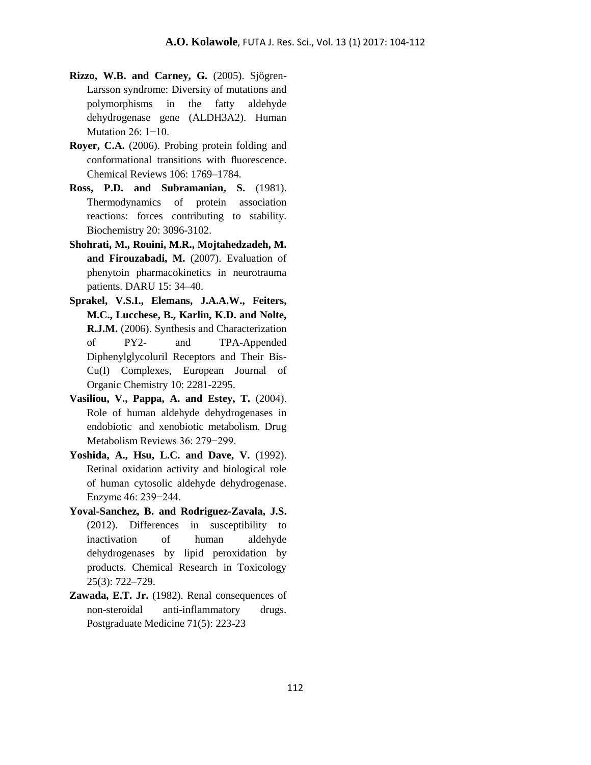**Rizzo, W.B. and Carney, G.** (2005). Sjögren-Larsson syndrome: Diversity of mutations and polymorphisms in the fatty aldehyde dehydrogenase gene (ALDH3A2). Human Mutation 26: 1−10.

**Royer, C.A.** (2006). Probing protein folding and conformational transitions with fluorescence. Chemical Reviews 106: 1769–1784.

**Ross, P.D. and Subramanian, S.** (1981). Thermodynamics of protein association reactions: forces contributing to stability. Biochemistry 20: 3096-3102.

**Shohrati, M., Rouini, M.R., Mojtahedzadeh, M. and Firouzabadi, M.** (2007). Evaluation of phenytoin pharmacokinetics in neurotrauma patients. DARU 15: 34–40.

**Sprakel, V.S.I., Elemans, J.A.A.W., Feiters, M.C., Lucchese, B., Karlin, K.D. and Nolte, R.J.M.** (2006). Synthesis and Characterization of PY2- and TPA-Appended Diphenylglycoluril Receptors and Their Bis-Cu(I) Complexes, European Journal of Organic Chemistry 10: 2281-2295.

**Vasiliou, V., Pappa, A. and Estey, T.** (2004). Role of human aldehyde dehydrogenases in endobiotic and xenobiotic metabolism. Drug Metabolism Reviews 36: 279−299.

**Yoshida, A., Hsu, L.C. and Dave, V.** (1992). Retinal oxidation activity and biological role of human cytosolic aldehyde dehydrogenase. Enzyme 46: 239−244.

**Yoval-Sanchez, B. and Rodriguez-Zavala, J.S.** (2012). Differences in susceptibility to inactivation of human aldehyde dehydrogenases by lipid peroxidation by products. Chemical Research in Toxicology 25(3): 722–729.

**Zawada, E.T. Jr.** (1982). Renal consequences of non-steroidal anti-inflammatory drugs. Postgraduate Medicine 71(5): 223-23